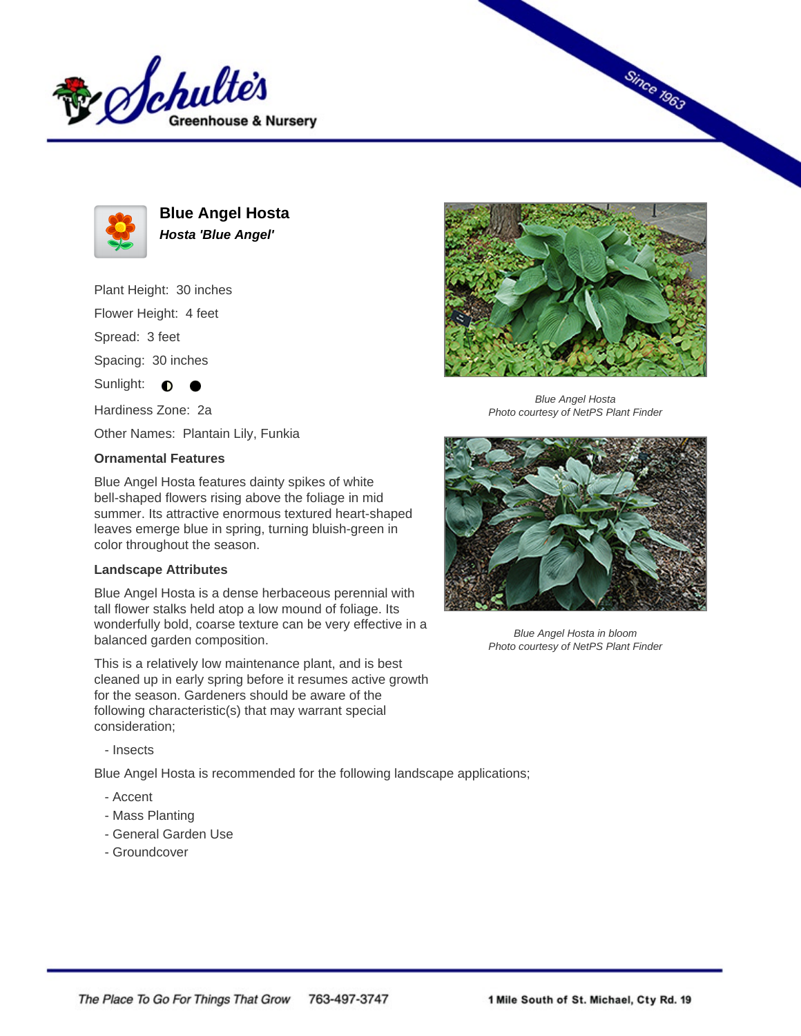# Blue Angel Hosta

***Hosta 'Blue Angel'***

Plant Height: 30 inches

Flower Height: 4 feet

Spread: 3 feet

Spacing: 30 inches

Sunlight: ◐ ●

Hardiness Zone: 2a

Other Names: Plantain Lily, Funkia

### Ornamental Features

Blue Angel Hosta features dainty spikes of white bell-shaped flowers rising above the foliage in mid summer. Its attractive enormous textured heart-shaped leaves emerge blue in spring, turning bluish-green in color throughout the season.

### Landscape Attributes

Blue Angel Hosta is a dense herbaceous perennial with tall flower stalks held atop a low mound of foliage. Its wonderfully bold, coarse texture can be very effective in a balanced garden composition.

This is a relatively low maintenance plant, and is best cleaned up in early spring before it resumes active growth for the season. Gardeners should be aware of the following characteristic(s) that may warrant special consideration;

- Insects

Blue Angel Hosta is recommended for the following landscape applications;

- Accent
- Mass Planting
- General Garden Use
- Groundcover

*Blue Angel Hosta*
*Photo courtesy of NetPS Plant Finder*

*Blue Angel Hosta in bloom*
*Photo courtesy of NetPS Plant Finder*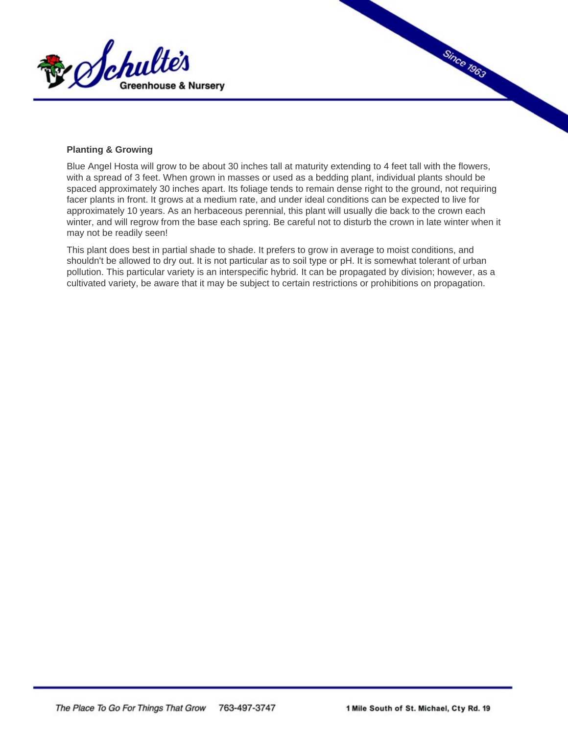### Planting & Growing

Blue Angel Hosta will grow to be about 30 inches tall at maturity extending to 4 feet tall with the flowers, with a spread of 3 feet. When grown in masses or used as a bedding plant, individual plants should be spaced approximately 30 inches apart. Its foliage tends to remain dense right to the ground, not requiring facer plants in front. It grows at a medium rate, and under ideal conditions can be expected to live for approximately 10 years. As an herbaceous perennial, this plant will usually die back to the crown each winter, and will regrow from the base each spring. Be careful not to disturb the crown in late winter when it may not be readily seen!

This plant does best in partial shade to shade. It prefers to grow in average to moist conditions, and shouldn't be allowed to dry out. It is not particular as to soil type or pH. It is somewhat tolerant of urban pollution. This particular variety is an interspecific hybrid. It can be propagated by division; however, as a cultivated variety, be aware that it may be subject to certain restrictions or prohibitions on propagation.